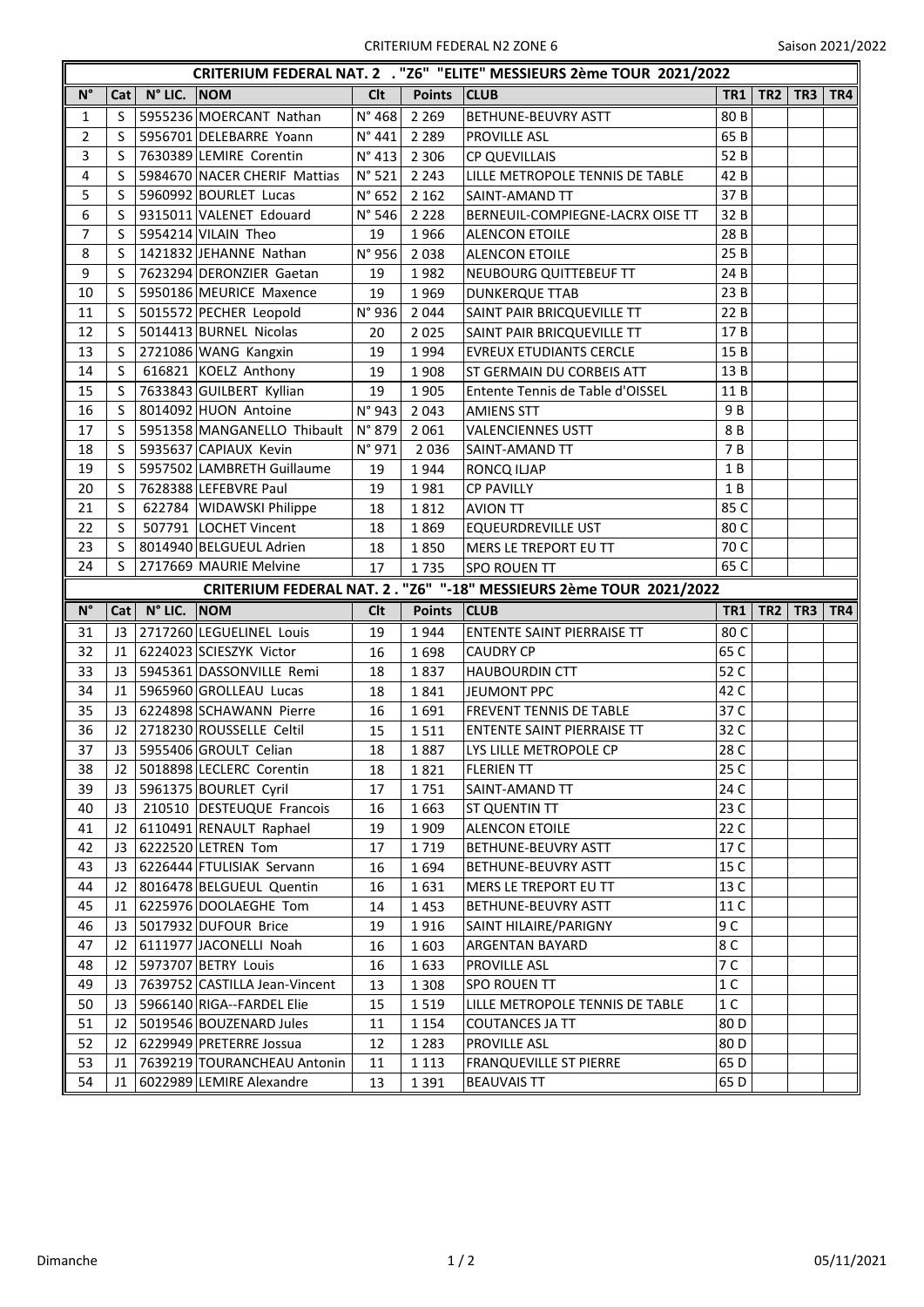CRITERIUM FEDERAL N2 ZONE 6

Saison 2021/2022

## CRITERIUM FEDERAL NAT. 2 . "Z6" "ELITE" MESSIEURS 2ème TOUR 2021/2022

| N° | Cat | N° LIC. | NOM | Clt | Points | CLUB | TR1 | TR2 | TR3 | TR4 |
|---|---|---|---|---|---|---|---|---|---|---|
| 1 | S | 5955236 | MOERCANT Nathan | N° 468 | 2 269 | BETHUNE-BEUVRY ASTT | 80 B | | | |
| 2 | S | 5956701 | DELEBARRE Yoann | N° 441 | 2 289 | PROVILLE ASL | 65 B | | | |
| 3 | S | 7630389 | LEMIRE Corentin | N° 413 | 2 306 | CP QUEVILLAIS | 52 B | | | |
| 4 | S | 5984670 | NACER CHERIF Mattias | N° 521 | 2 243 | LILLE METROPOLE TENNIS DE TABLE | 42 B | | | |
| 5 | S | 5960992 | BOURLET Lucas | N° 652 | 2 162 | SAINT-AMAND TT | 37 B | | | |
| 6 | S | 9315011 | VALENET Edouard | N° 546 | 2 228 | BERNEUIL-COMPIEGNE-LACRX OISE TT | 32 B | | | |
| 7 | S | 5954214 | VILAIN Theo | 19 | 1 966 | ALENCON ETOILE | 28 B | | | |
| 8 | S | 1421832 | JEHANNE Nathan | N° 956 | 2 038 | ALENCON ETOILE | 25 B | | | |
| 9 | S | 7623294 | DERONZIER Gaetan | 19 | 1 982 | NEUBOURG QUITTEBEUF TT | 24 B | | | |
| 10 | S | 5950186 | MEURICE Maxence | 19 | 1 969 | DUNKERQUE TTAB | 23 B | | | |
| 11 | S | 5015572 | PECHER Leopold | N° 936 | 2 044 | SAINT PAIR BRICQUEVILLE TT | 22 B | | | |
| 12 | S | 5014413 | BURNEL Nicolas | 20 | 2 025 | SAINT PAIR BRICQUEVILLE TT | 17 B | | | |
| 13 | S | 2721086 | WANG Kangxin | 19 | 1 994 | EVREUX ETUDIANTS CERCLE | 15 B | | | |
| 14 | S | 616821 | KOELZ Anthony | 19 | 1 908 | ST GERMAIN DU CORBEIS ATT | 13 B | | | |
| 15 | S | 7633843 | GUILBERT Kyllian | 19 | 1 905 | Entente Tennis de Table d'OISSEL | 11 B | | | |
| 16 | S | 8014092 | HUON Antoine | N° 943 | 2 043 | AMIENS STT | 9 B | | | |
| 17 | S | 5951358 | MANGANELLO Thibault | N° 879 | 2 061 | VALENCIENNES USTT | 8 B | | | |
| 18 | S | 5935637 | CAPIAUX Kevin | N° 971 | 2 036 | SAINT-AMAND TT | 7 B | | | |
| 19 | S | 5957502 | LAMBRETH Guillaume | 19 | 1 944 | RONCQ ILJAP | 1 B | | | |
| 20 | S | 7628388 | LEFEBVRE Paul | 19 | 1 981 | CP PAVILLY | 1 B | | | |
| 21 | S | 622784 | WIDAWSKI Philippe | 18 | 1 812 | AVION TT | 85 C | | | |
| 22 | S | 507791 | LOCHET Vincent | 18 | 1 869 | EQUEURDREVILLE UST | 80 C | | | |
| 23 | S | 8014940 | BELGUEUL Adrien | 18 | 1 850 | MERS LE TREPORT EU TT | 70 C | | | |
| 24 | S | 2717669 | MAURIE Melvine | 17 | 1 735 | SPO ROUEN TT | 65 C | | | |

## CRITERIUM FEDERAL NAT. 2 . "Z6" "-18" MESSIEURS 2ème TOUR 2021/2022

| N° | Cat | N° LIC. | NOM | Clt | Points | CLUB | TR1 | TR2 | TR3 | TR4 |
|---|---|---|---|---|---|---|---|---|---|---|
| 31 | J3 | 2717260 | LEGUELINEL Louis | 19 | 1 944 | ENTENTE SAINT PIERRAISE TT | 80 C | | | |
| 32 | J1 | 6224023 | SCIESZYK Victor | 16 | 1 698 | CAUDRY CP | 65 C | | | |
| 33 | J3 | 5945361 | DASSONVILLE Remi | 18 | 1 837 | HAUBOURDIN CTT | 52 C | | | |
| 34 | J1 | 5965960 | GROLLEAU Lucas | 18 | 1 841 | JEUMONT PPC | 42 C | | | |
| 35 | J3 | 6224898 | SCHAWANN Pierre | 16 | 1 691 | FREVENT TENNIS DE TABLE | 37 C | | | |
| 36 | J2 | 2718230 | ROUSSELLE Celtil | 15 | 1 511 | ENTENTE SAINT PIERRAISE TT | 32 C | | | |
| 37 | J3 | 5955406 | GROULT Celian | 18 | 1 887 | LYS LILLE METROPOLE CP | 28 C | | | |
| 38 | J2 | 5018898 | LECLERC Corentin | 18 | 1 821 | FLERIEN TT | 25 C | | | |
| 39 | J3 | 5961375 | BOURLET Cyril | 17 | 1 751 | SAINT-AMAND TT | 24 C | | | |
| 40 | J3 | 210510 | DESTEUQUE Francois | 16 | 1 663 | ST QUENTIN TT | 23 C | | | |
| 41 | J2 | 6110491 | RENAULT Raphael | 19 | 1 909 | ALENCON ETOILE | 22 C | | | |
| 42 | J3 | 6222520 | LETREN Tom | 17 | 1 719 | BETHUNE-BEUVRY ASTT | 17 C | | | |
| 43 | J3 | 6226444 | FTULISIAK Servann | 16 | 1 694 | BETHUNE-BEUVRY ASTT | 15 C | | | |
| 44 | J2 | 8016478 | BELGUEUL Quentin | 16 | 1 631 | MERS LE TREPORT EU TT | 13 C | | | |
| 45 | J1 | 6225976 | DOOLAEGHE Tom | 14 | 1 453 | BETHUNE-BEUVRY ASTT | 11 C | | | |
| 46 | J3 | 5017932 | DUFOUR Brice | 19 | 1 916 | SAINT HILAIRE/PARIGNY | 9 C | | | |
| 47 | J2 | 6111977 | JACONELLI Noah | 16 | 1 603 | ARGENTAN BAYARD | 8 C | | | |
| 48 | J2 | 5973707 | BETRY Louis | 16 | 1 633 | PROVILLE ASL | 7 C | | | |
| 49 | J3 | 7639752 | CASTILLA Jean-Vincent | 13 | 1 308 | SPO ROUEN TT | 1 C | | | |
| 50 | J3 | 5966140 | RIGA--FARDEL Elie | 15 | 1 519 | LILLE METROPOLE TENNIS DE TABLE | 1 C | | | |
| 51 | J2 | 5019546 | BOUZENARD Jules | 11 | 1 154 | COUTANCES JA TT | 80 D | | | |
| 52 | J2 | 6229949 | PRETERRE Jossua | 12 | 1 283 | PROVILLE ASL | 80 D | | | |
| 53 | J1 | 7639219 | TOURANCHEAU Antonin | 11 | 1 113 | FRANQUEVILLE ST PIERRE | 65 D | | | |
| 54 | J1 | 6022989 | LEMIRE Alexandre | 13 | 1 391 | BEAUVAIS TT | 65 D | | | |

Dimanche

05/11/2021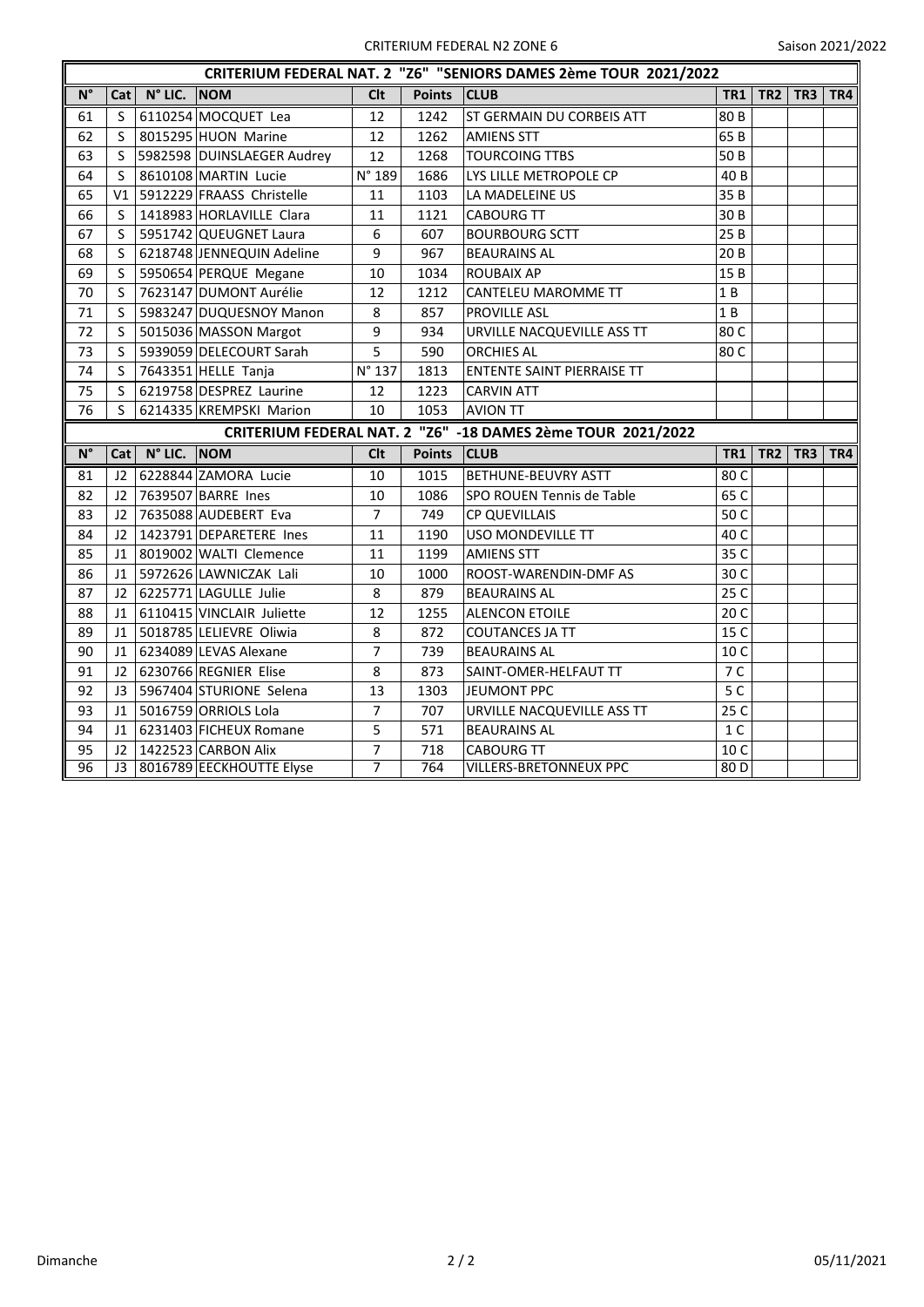## CRITERIUM FEDERAL NAT. 2 "Z6" "SENIORS DAMES 2ème TOUR 2021/2022

| N° | Cat | N° LIC. | NOM | Clt | Points | CLUB | TR1 | TR2 | TR3 | TR4 |
|---|---|---|---|---|---|---|---|---|---|---|
| 61 | S | 6110254 | MOCQUET Lea | 12 | 1242 | ST GERMAIN DU CORBEIS ATT | 80 B | | | |
| 62 | S | 8015295 | HUON Marine | 12 | 1262 | AMIENS STT | 65 B | | | |
| 63 | S | 5982598 | DUINSLAEGER Audrey | 12 | 1268 | TOURCOING TTBS | 50 B | | | |
| 64 | S | 8610108 | MARTIN Lucie | N° 189 | 1686 | LYS LILLE METROPOLE CP | 40 B | | | |
| 65 | V1 | 5912229 | FRAASS Christelle | 11 | 1103 | LA MADELEINE US | 35 B | | | |
| 66 | S | 1418983 | HORLAVILLE Clara | 11 | 1121 | CABOURG TT | 30 B | | | |
| 67 | S | 5951742 | QUEUGNET Laura | 6 | 607 | BOURBOURG SCTT | 25 B | | | |
| 68 | S | 6218748 | JENNEQUIN Adeline | 9 | 967 | BEAURAINS AL | 20 B | | | |
| 69 | S | 5950654 | PERQUE Megane | 10 | 1034 | ROUBAIX AP | 15 B | | | |
| 70 | S | 7623147 | DUMONT Aurélie | 12 | 1212 | CANTELEU MAROMME TT | 1 B | | | |
| 71 | S | 5983247 | DUQUESNOY Manon | 8 | 857 | PROVILLE ASL | 1 B | | | |
| 72 | S | 5015036 | MASSON Margot | 9 | 934 | URVILLE NACQUEVILLE ASS TT | 80 C | | | |
| 73 | S | 5939059 | DELECOURT Sarah | 5 | 590 | ORCHIES AL | 80 C | | | |
| 74 | S | 7643351 | HELLE Tanja | N° 137 | 1813 | ENTENTE SAINT PIERRAISE TT | | | | |
| 75 | S | 6219758 | DESPREZ Laurine | 12 | 1223 | CARVIN ATT | | | | |
| 76 | S | 6214335 | KREMPSKI Marion | 10 | 1053 | AVION TT | | | | |

## CRITERIUM FEDERAL NAT. 2 "Z6" -18 DAMES 2ème TOUR 2021/2022

| N° | Cat | N° LIC. | NOM | Clt | Points | CLUB | TR1 | TR2 | TR3 | TR4 |
|---|---|---|---|---|---|---|---|---|---|---|
| 81 | J2 | 6228844 | ZAMORA Lucie | 10 | 1015 | BETHUNE-BEUVRY ASTT | 80 C | | | |
| 82 | J2 | 7639507 | BARRE Ines | 10 | 1086 | SPO ROUEN Tennis de Table | 65 C | | | |
| 83 | J2 | 7635088 | AUDEBERT Eva | 7 | 749 | CP QUEVILLAIS | 50 C | | | |
| 84 | J2 | 1423791 | DEPARETERE Ines | 11 | 1190 | USO MONDEVILLE TT | 40 C | | | |
| 85 | J1 | 8019002 | WALTI Clemence | 11 | 1199 | AMIENS STT | 35 C | | | |
| 86 | J1 | 5972626 | LAWNICZAK Lali | 10 | 1000 | ROOST-WARENDIN-DMF AS | 30 C | | | |
| 87 | J2 | 6225771 | LAGULLE Julie | 8 | 879 | BEAURAINS AL | 25 C | | | |
| 88 | J1 | 6110415 | VINCLAIR Juliette | 12 | 1255 | ALENCON ETOILE | 20 C | | | |
| 89 | J1 | 5018785 | LELIEVRE Oliwia | 8 | 872 | COUTANCES JA TT | 15 C | | | |
| 90 | J1 | 6234089 | LEVAS Alexane | 7 | 739 | BEAURAINS AL | 10 C | | | |
| 91 | J2 | 6230766 | REGNIER Elise | 8 | 873 | SAINT-OMER-HELFAUT TT | 7 C | | | |
| 92 | J3 | 5967404 | STURIONE Selena | 13 | 1303 | JEUMONT PPC | 5 C | | | |
| 93 | J1 | 5016759 | ORRIOLS Lola | 7 | 707 | URVILLE NACQUEVILLE ASS TT | 25 C | | | |
| 94 | J1 | 6231403 | FICHEUX Romane | 5 | 571 | BEAURAINS AL | 1 C | | | |
| 95 | J2 | 1422523 | CARBON Alix | 7 | 718 | CABOURG TT | 10 C | | | |
| 96 | J3 | 8016789 | EECKHOUTTE Elyse | 7 | 764 | VILLERS-BRETONNEUX PPC | 80 D | | | |